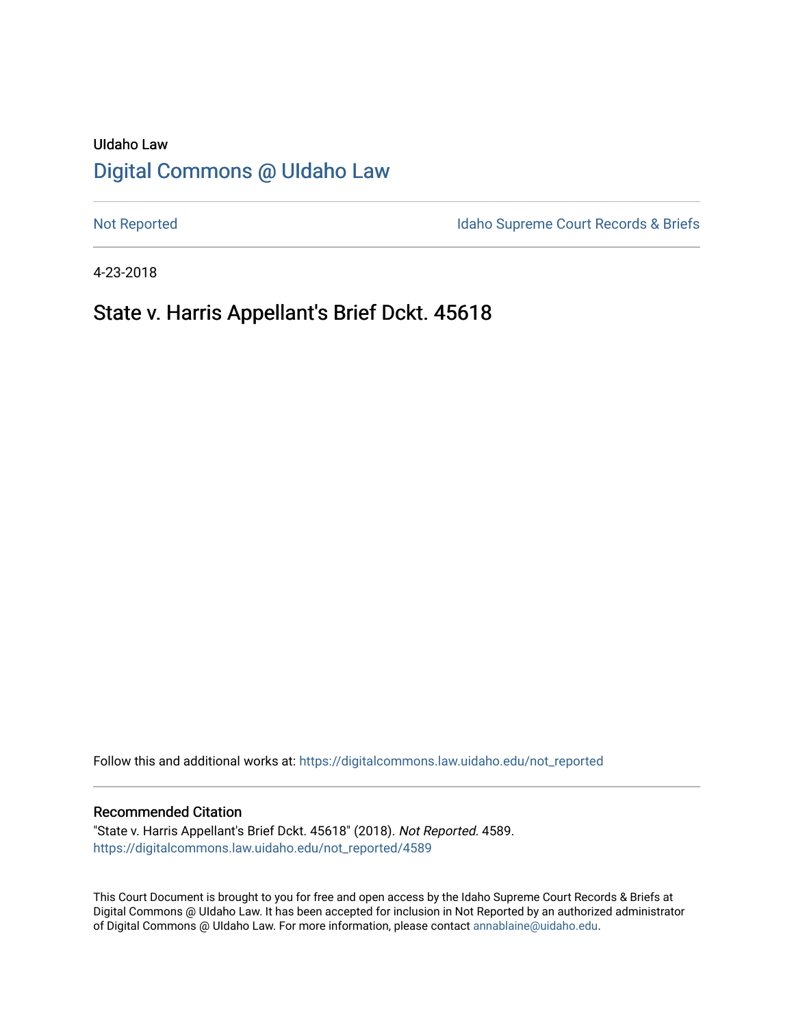UIdaho Law

# Digital Commons @ UIdaho Law

Not Reported | Idaho Supreme Court Records & Briefs

4-23-2018

## State v. Harris Appellant's Brief Dckt. 45618

Follow this and additional works at: https://digitalcommons.law.uidaho.edu/not_reported

### Recommended Citation

"State v. Harris Appellant's Brief Dckt. 45618" (2018). *Not Reported*. 4589.
https://digitalcommons.law.uidaho.edu/not_reported/4589

This Court Document is brought to you for free and open access by the Idaho Supreme Court Records & Briefs at Digital Commons @ UIdaho Law. It has been accepted for inclusion in Not Reported by an authorized administrator of Digital Commons @ UIdaho Law. For more information, please contact annablaine@uidaho.edu.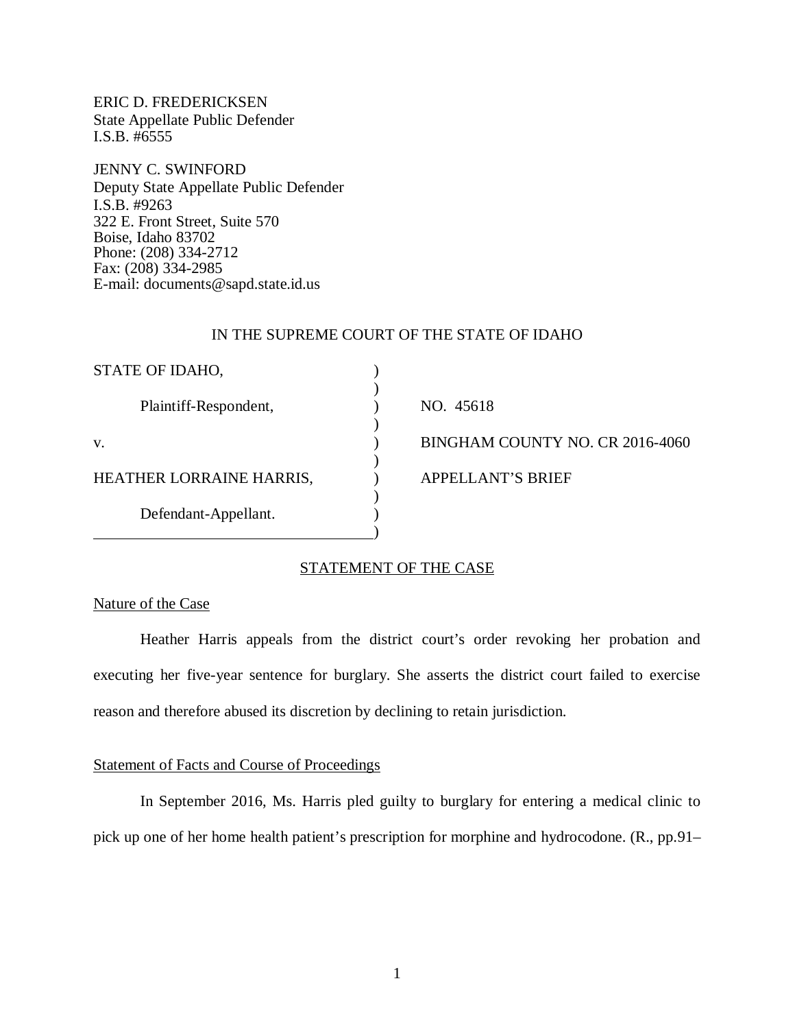ERIC D. FREDERICKSEN
State Appellate Public Defender
I.S.B. #6555

JENNY C. SWINFORD
Deputy State Appellate Public Defender
I.S.B. #9263
322 E. Front Street, Suite 570
Boise, Idaho 83702
Phone: (208) 334-2712
Fax: (208) 334-2985
E-mail: documents@sapd.state.id.us

IN THE SUPREME COURT OF THE STATE OF IDAHO

| | | |
|---|---|---|
| STATE OF IDAHO, | ) | |
| | ) | |
| Plaintiff-Respondent, | ) | NO. 45618 |
| | ) | |
| v. | ) | BINGHAM COUNTY NO. CR 2016-4060 |
| | ) | |
| HEATHER LORRAINE HARRIS, | ) | APPELLANT'S BRIEF |
| | ) | |
| Defendant-Appellant. | ) | |
| | ) | |

## STATEMENT OF THE CASE

### Nature of the Case

Heather Harris appeals from the district court's order revoking her probation and executing her five-year sentence for burglary. She asserts the district court failed to exercise reason and therefore abused its discretion by declining to retain jurisdiction.

### Statement of Facts and Course of Proceedings

In September 2016, Ms. Harris pled guilty to burglary for entering a medical clinic to pick up one of her home health patient's prescription for morphine and hydrocodone. (R., pp.91–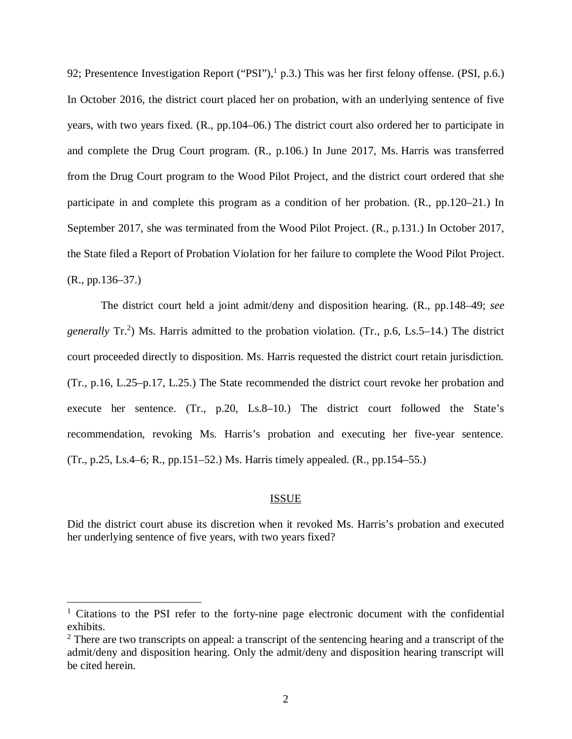92; Presentence Investigation Report ("PSI"),[1] p.3.) This was her first felony offense. (PSI, p.6.) In October 2016, the district court placed her on probation, with an underlying sentence of five years, with two years fixed. (R., pp.104–06.) The district court also ordered her to participate in and complete the Drug Court program. (R., p.106.) In June 2017, Ms. Harris was transferred from the Drug Court program to the Wood Pilot Project, and the district court ordered that she participate in and complete this program as a condition of her probation. (R., pp.120–21.) In September 2017, she was terminated from the Wood Pilot Project. (R., p.131.) In October 2017, the State filed a Report of Probation Violation for her failure to complete the Wood Pilot Project. (R., pp.136–37.)

The district court held a joint admit/deny and disposition hearing. (R., pp.148–49; *see generally* Tr.[2]) Ms. Harris admitted to the probation violation. (Tr., p.6, Ls.5–14.) The district court proceeded directly to disposition. Ms. Harris requested the district court retain jurisdiction. (Tr., p.16, L.25–p.17, L.25.) The State recommended the district court revoke her probation and execute her sentence. (Tr., p.20, Ls.8–10.) The district court followed the State's recommendation, revoking Ms. Harris's probation and executing her five-year sentence. (Tr., p.25, Ls.4–6; R., pp.151–52.) Ms. Harris timely appealed. (R., pp.154–55.)

## ISSUE

Did the district court abuse its discretion when it revoked Ms. Harris's probation and executed her underlying sentence of five years, with two years fixed?

---

[1] Citations to the PSI refer to the forty-nine page electronic document with the confidential exhibits.

[2] There are two transcripts on appeal: a transcript of the sentencing hearing and a transcript of the admit/deny and disposition hearing. Only the admit/deny and disposition hearing transcript will be cited herein.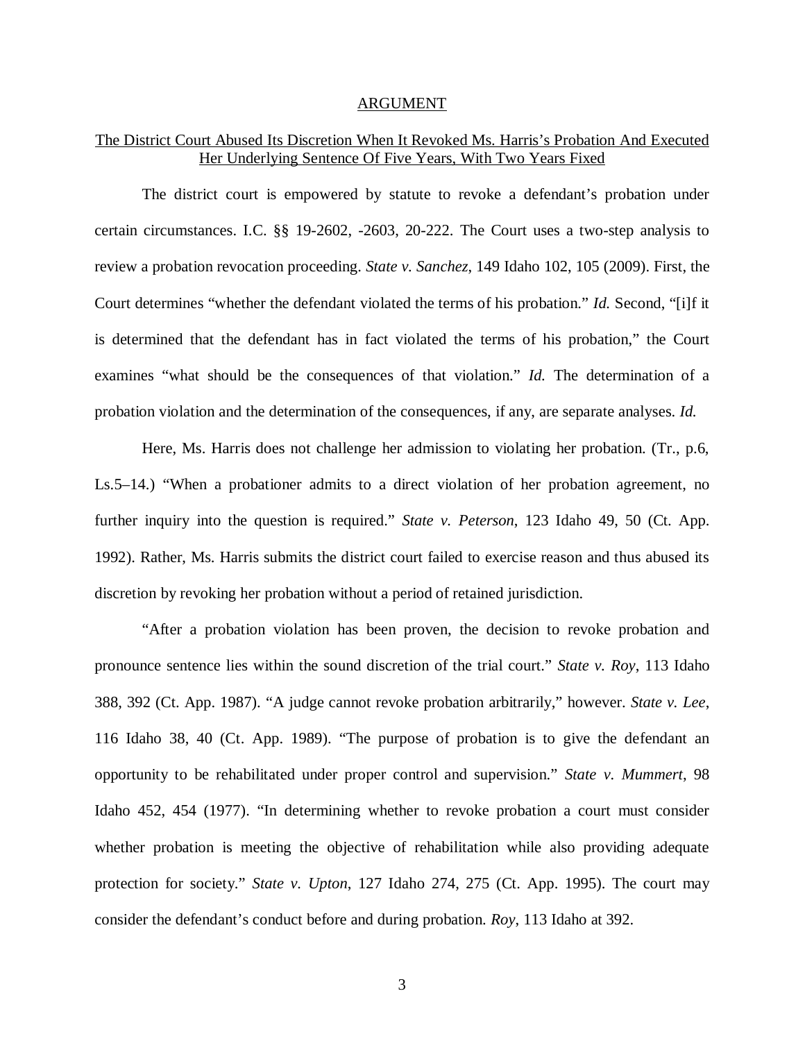## ARGUMENT

### The District Court Abused Its Discretion When It Revoked Ms. Harris's Probation And Executed Her Underlying Sentence Of Five Years, With Two Years Fixed

The district court is empowered by statute to revoke a defendant's probation under certain circumstances. I.C. §§ 19-2602, -2603, 20-222. The Court uses a two-step analysis to review a probation revocation proceeding. *State v. Sanchez*, 149 Idaho 102, 105 (2009). First, the Court determines "whether the defendant violated the terms of his probation." *Id.* Second, "[i]f it is determined that the defendant has in fact violated the terms of his probation," the Court examines "what should be the consequences of that violation." *Id.* The determination of a probation violation and the determination of the consequences, if any, are separate analyses. *Id.*

Here, Ms. Harris does not challenge her admission to violating her probation. (Tr., p.6, Ls.5–14.) "When a probationer admits to a direct violation of her probation agreement, no further inquiry into the question is required." *State v. Peterson*, 123 Idaho 49, 50 (Ct. App. 1992). Rather, Ms. Harris submits the district court failed to exercise reason and thus abused its discretion by revoking her probation without a period of retained jurisdiction.

"After a probation violation has been proven, the decision to revoke probation and pronounce sentence lies within the sound discretion of the trial court." *State v. Roy*, 113 Idaho 388, 392 (Ct. App. 1987). "A judge cannot revoke probation arbitrarily," however. *State v. Lee*, 116 Idaho 38, 40 (Ct. App. 1989). "The purpose of probation is to give the defendant an opportunity to be rehabilitated under proper control and supervision." *State v. Mummert*, 98 Idaho 452, 454 (1977). "In determining whether to revoke probation a court must consider whether probation is meeting the objective of rehabilitation while also providing adequate protection for society." *State v. Upton*, 127 Idaho 274, 275 (Ct. App. 1995). The court may consider the defendant's conduct before and during probation. *Roy*, 113 Idaho at 392.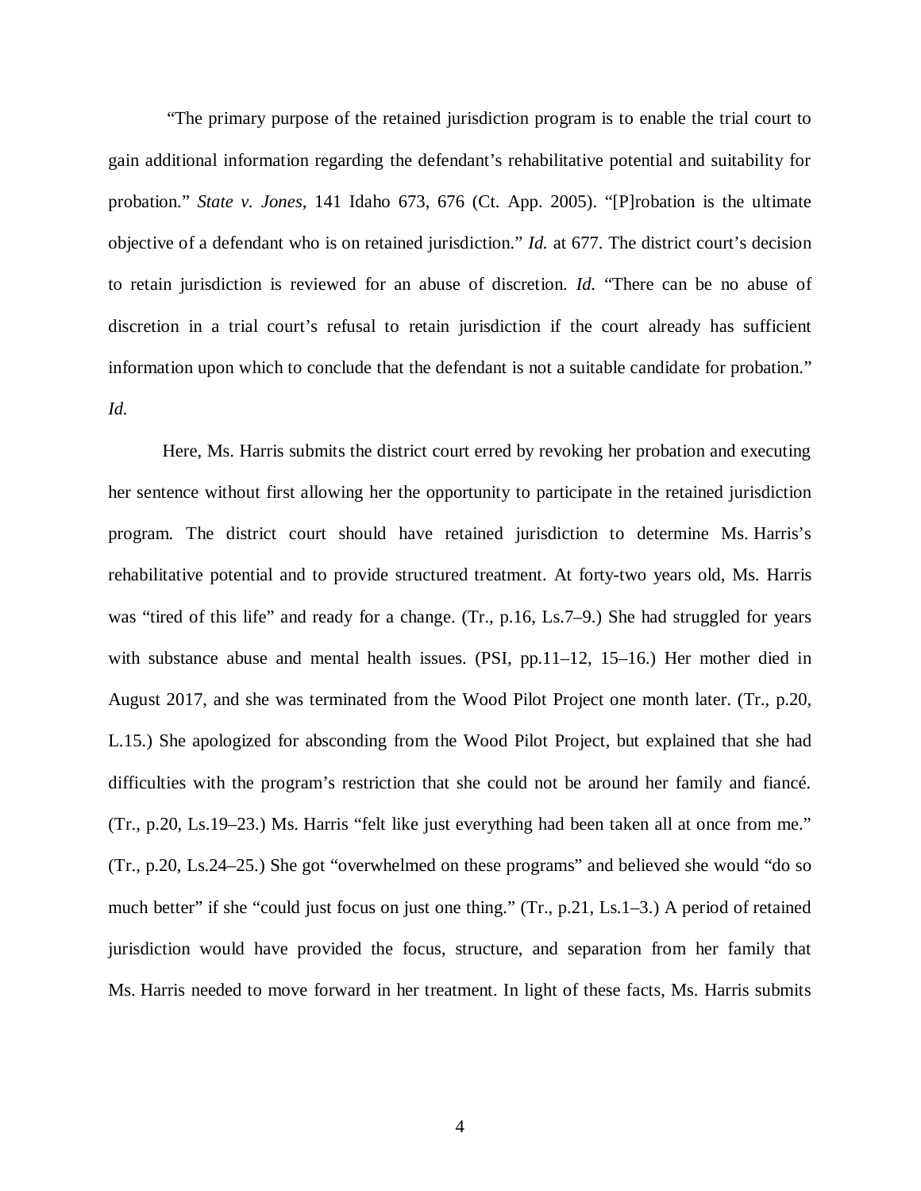"The primary purpose of the retained jurisdiction program is to enable the trial court to gain additional information regarding the defendant's rehabilitative potential and suitability for probation." *State v. Jones*, 141 Idaho 673, 676 (Ct. App. 2005). "[P]robation is the ultimate objective of a defendant who is on retained jurisdiction." *Id.* at 677. The district court's decision to retain jurisdiction is reviewed for an abuse of discretion. *Id.* "There can be no abuse of discretion in a trial court's refusal to retain jurisdiction if the court already has sufficient information upon which to conclude that the defendant is not a suitable candidate for probation." *Id.*

Here, Ms. Harris submits the district court erred by revoking her probation and executing her sentence without first allowing her the opportunity to participate in the retained jurisdiction program. The district court should have retained jurisdiction to determine Ms. Harris's rehabilitative potential and to provide structured treatment. At forty-two years old, Ms. Harris was "tired of this life" and ready for a change. (Tr., p.16, Ls.7–9.) She had struggled for years with substance abuse and mental health issues. (PSI, pp.11–12, 15–16.) Her mother died in August 2017, and she was terminated from the Wood Pilot Project one month later. (Tr., p.20, L.15.) She apologized for absconding from the Wood Pilot Project, but explained that she had difficulties with the program's restriction that she could not be around her family and fiancé. (Tr., p.20, Ls.19–23.) Ms. Harris "felt like just everything had been taken all at once from me." (Tr., p.20, Ls.24–25.) She got "overwhelmed on these programs" and believed she would "do so much better" if she "could just focus on just one thing." (Tr., p.21, Ls.1–3.) A period of retained jurisdiction would have provided the focus, structure, and separation from her family that Ms. Harris needed to move forward in her treatment. In light of these facts, Ms. Harris submits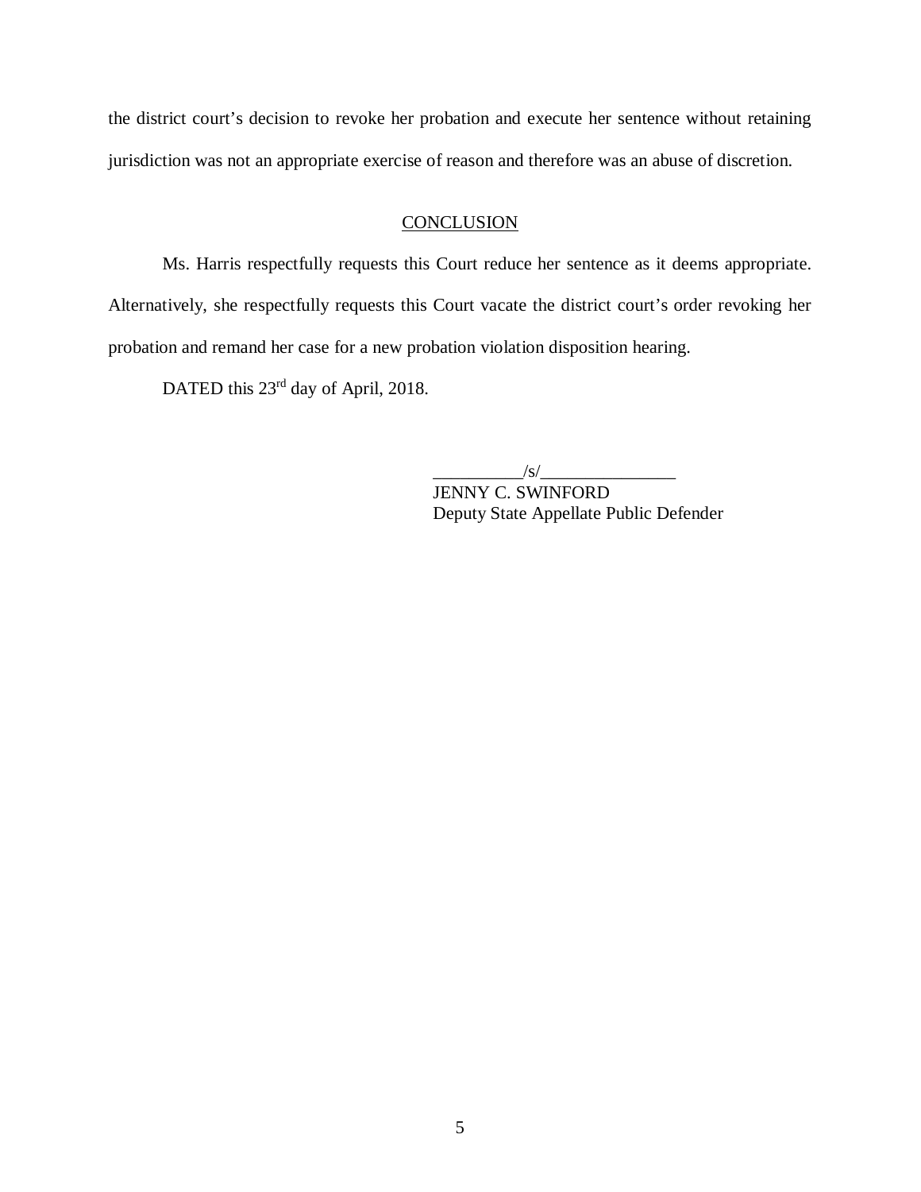the district court's decision to revoke her probation and execute her sentence without retaining jurisdiction was not an appropriate exercise of reason and therefore was an abuse of discretion.

## CONCLUSION

Ms. Harris respectfully requests this Court reduce her sentence as it deems appropriate. Alternatively, she respectfully requests this Court vacate the district court's order revoking her probation and remand her case for a new probation violation disposition hearing.

DATED this 23rd day of April, 2018.

__________/s/_______________
JENNY C. SWINFORD
Deputy State Appellate Public Defender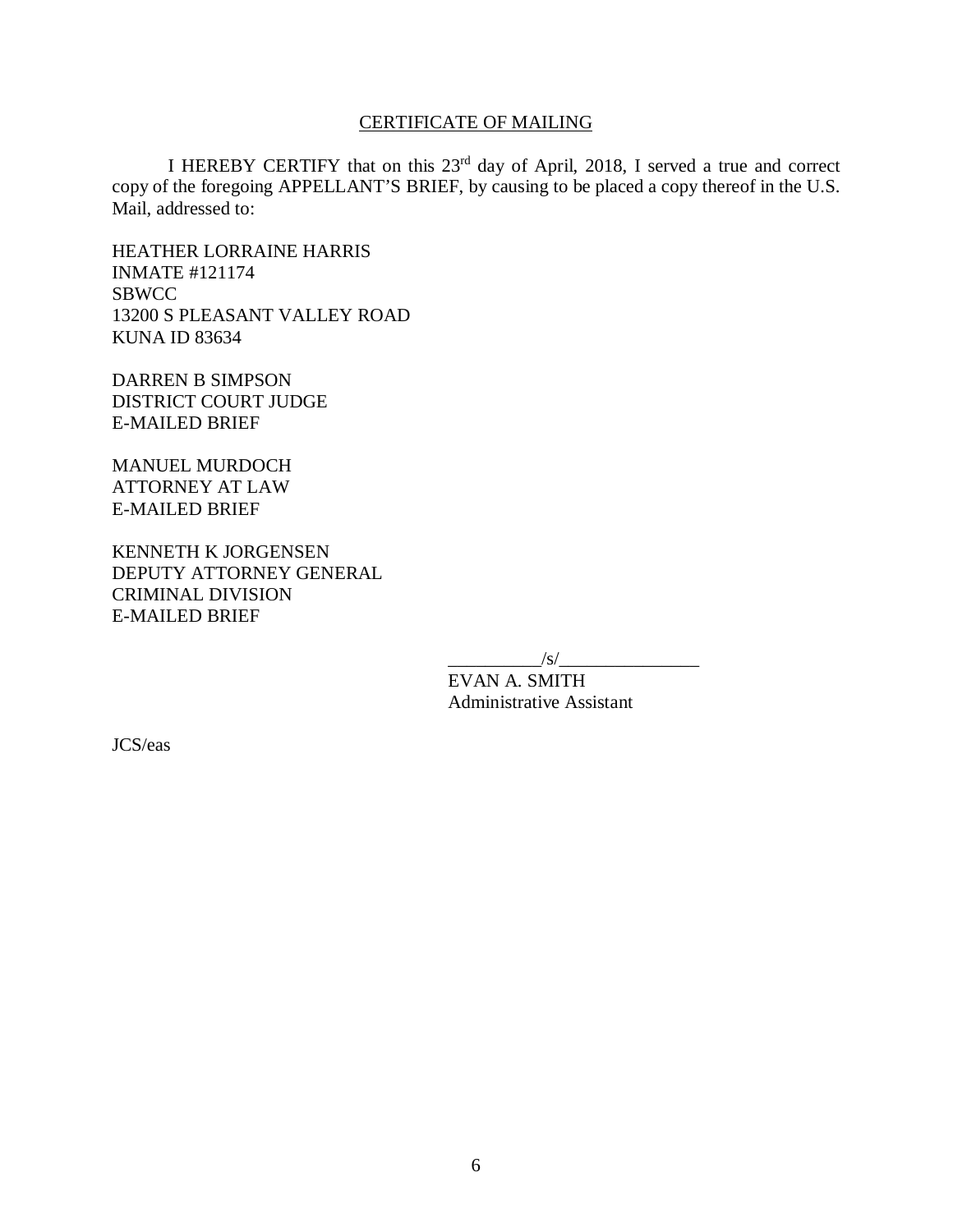<u>CERTIFICATE OF MAILING</u>

I HEREBY CERTIFY that on this 23rd day of April, 2018, I served a true and correct copy of the foregoing APPELLANT'S BRIEF, by causing to be placed a copy thereof in the U.S. Mail, addressed to:

HEATHER LORRAINE HARRIS
INMATE #121174
SBWCC
13200 S PLEASANT VALLEY ROAD
KUNA ID 83634

DARREN B SIMPSON
DISTRICT COURT JUDGE
E-MAILED BRIEF

MANUEL MURDOCH
ATTORNEY AT LAW
E-MAILED BRIEF

KENNETH K JORGENSEN
DEPUTY ATTORNEY GENERAL
CRIMINAL DIVISION
E-MAILED BRIEF

__________/s/_______________
EVAN A. SMITH
Administrative Assistant

JCS/eas